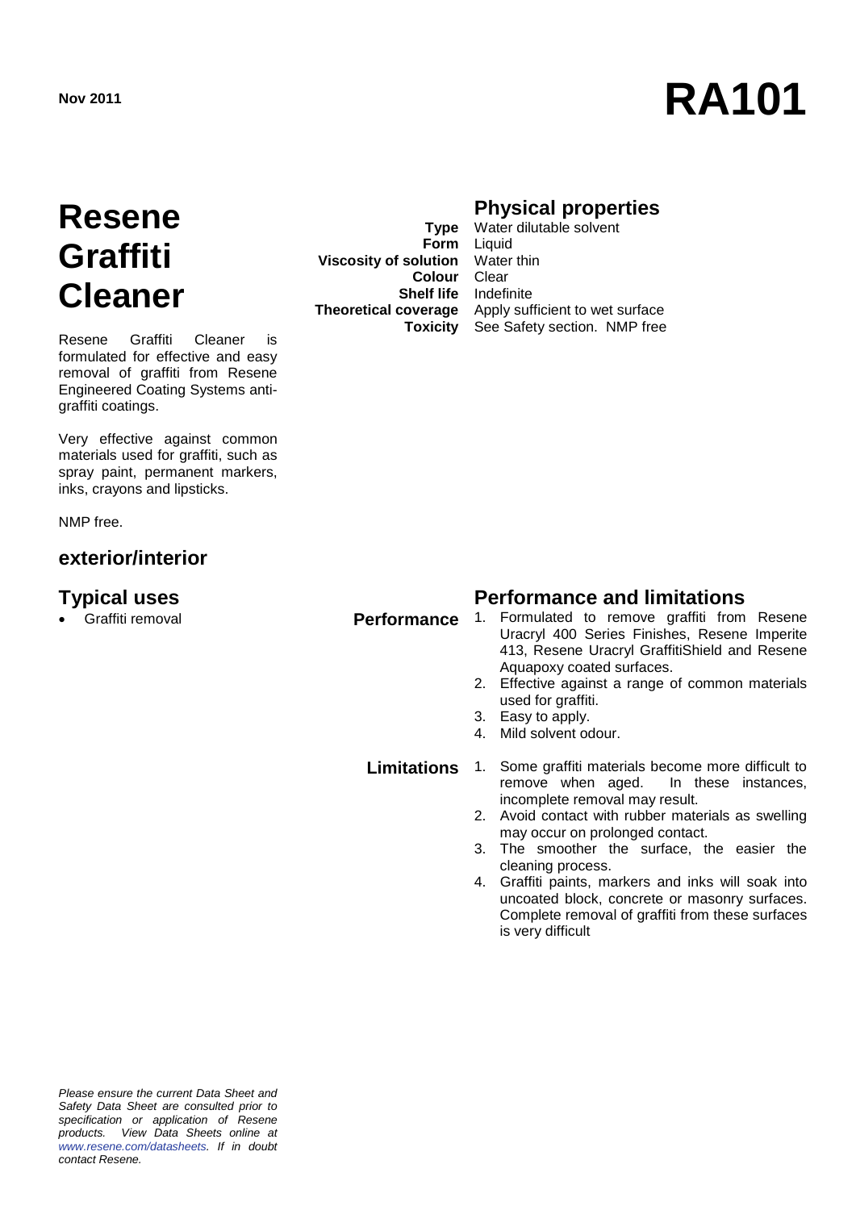Nov 2011

# RA101

# Resene Graffiti Cleaner

Resene Graffiti Cleaner is formulated for effective and easy removal of graffiti from Resene Engineered Coating Systems anti-graffiti coatings.

Very effective against common materials used for graffiti, such as spray paint, permanent markers, inks, crayons and lipsticks.

NMP free.

## exterior/interior

## Typical uses

- Graffiti removal

## Physical properties

| | |
|---|---|
| **Type** | Water dilutable solvent |
| **Form** | Liquid |
| **Viscosity of solution** | Water thin |
| **Colour** | Clear |
| **Shelf life** | Indefinite |
| **Theoretical coverage** | Apply sufficient to wet surface |
| **Toxicity** | See Safety section. NMP free |

## Performance and limitations

**Performance**

1. Formulated to remove graffiti from Resene Uracryl 400 Series Finishes, Resene Imperite 413, Resene Uracryl GraffitiShield and Resene Aquapoxy coated surfaces.
2. Effective against a range of common materials used for graffiti.
3. Easy to apply.
4. Mild solvent odour.

**Limitations**

1. Some graffiti materials become more difficult to remove when aged. In these instances, incomplete removal may result.
2. Avoid contact with rubber materials as swelling may occur on prolonged contact.
3. The smoother the surface, the easier the cleaning process.
4. Graffiti paints, markers and inks will soak into uncoated block, concrete or masonry surfaces. Complete removal of graffiti from these surfaces is very difficult

*Please ensure the current Data Sheet and Safety Data Sheet are consulted prior to specification or application of Resene products. View Data Sheets online at www.resene.com/datasheets. If in doubt contact Resene.*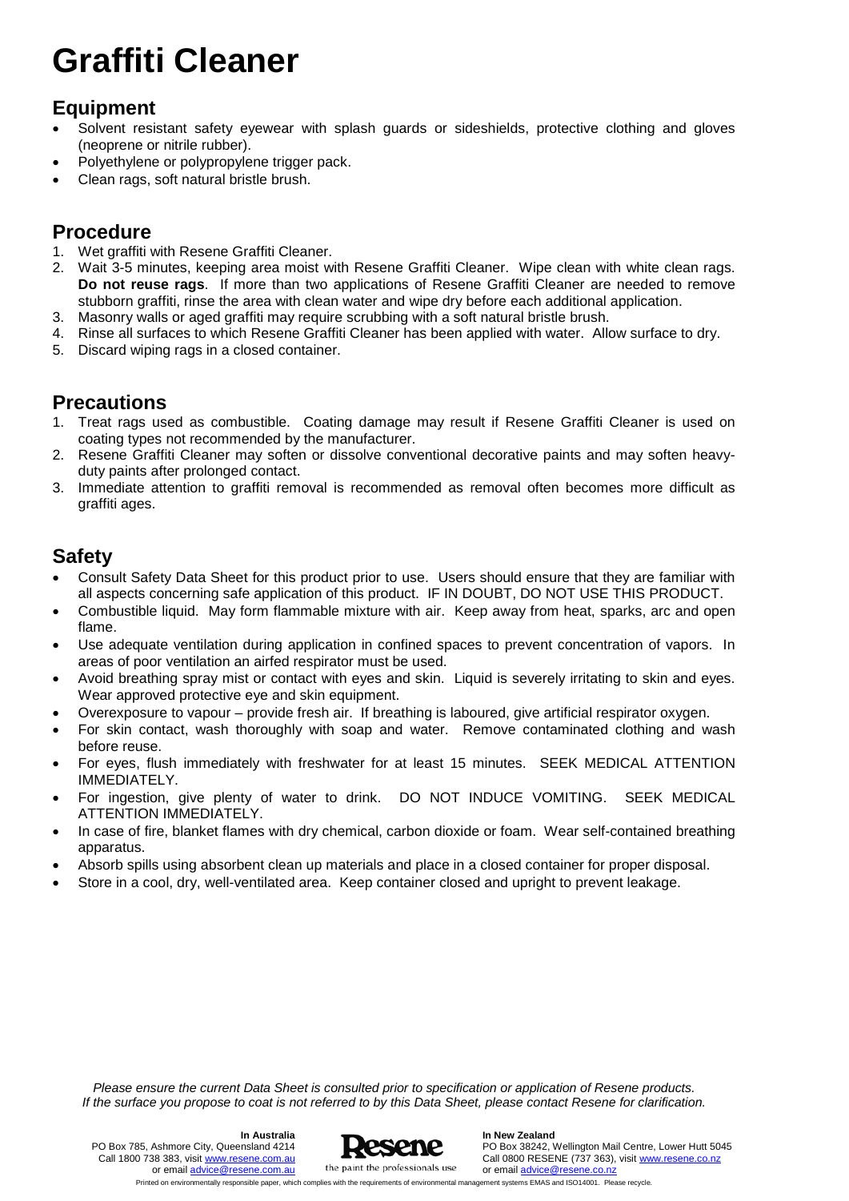# Graffiti Cleaner

## Equipment

- Solvent resistant safety eyewear with splash guards or sideshields, protective clothing and gloves (neoprene or nitrile rubber).
- Polyethylene or polypropylene trigger pack.
- Clean rags, soft natural bristle brush.

## Procedure

1. Wet graffiti with Resene Graffiti Cleaner.
2. Wait 3-5 minutes, keeping area moist with Resene Graffiti Cleaner. Wipe clean with white clean rags. **Do not reuse rags**. If more than two applications of Resene Graffiti Cleaner are needed to remove stubborn graffiti, rinse the area with clean water and wipe dry before each additional application.
3. Masonry walls or aged graffiti may require scrubbing with a soft natural bristle brush.
4. Rinse all surfaces to which Resene Graffiti Cleaner has been applied with water. Allow surface to dry.
5. Discard wiping rags in a closed container.

## Precautions

1. Treat rags used as combustible. Coating damage may result if Resene Graffiti Cleaner is used on coating types not recommended by the manufacturer.
2. Resene Graffiti Cleaner may soften or dissolve conventional decorative paints and may soften heavy-duty paints after prolonged contact.
3. Immediate attention to graffiti removal is recommended as removal often becomes more difficult as graffiti ages.

## Safety

- Consult Safety Data Sheet for this product prior to use. Users should ensure that they are familiar with all aspects concerning safe application of this product. IF IN DOUBT, DO NOT USE THIS PRODUCT.
- Combustible liquid. May form flammable mixture with air. Keep away from heat, sparks, arc and open flame.
- Use adequate ventilation during application in confined spaces to prevent concentration of vapors. In areas of poor ventilation an airfed respirator must be used.
- Avoid breathing spray mist or contact with eyes and skin. Liquid is severely irritating to skin and eyes. Wear approved protective eye and skin equipment.
- Overexposure to vapour – provide fresh air. If breathing is laboured, give artificial respirator oxygen.
- For skin contact, wash thoroughly with soap and water. Remove contaminated clothing and wash before reuse.
- For eyes, flush immediately with freshwater for at least 15 minutes. SEEK MEDICAL ATTENTION IMMEDIATELY.
- For ingestion, give plenty of water to drink. DO NOT INDUCE VOMITING. SEEK MEDICAL ATTENTION IMMEDIATELY.
- In case of fire, blanket flames with dry chemical, carbon dioxide or foam. Wear self-contained breathing apparatus.
- Absorb spills using absorbent clean up materials and place in a closed container for proper disposal.
- Store in a cool, dry, well-ventilated area. Keep container closed and upright to prevent leakage.

*Please ensure the current Data Sheet is consulted prior to specification or application of Resene products. If the surface you propose to coat is not referred to by this Data Sheet, please contact Resene for clarification.*

**In Australia**
PO Box 785, Ashmore City, Queensland 4214
Call 1800 738 383, visit www.resene.com.au
or email advice@resene.com.au

Resene
the paint the professionals use

**In New Zealand**
PO Box 38242, Wellington Mail Centre, Lower Hutt 5045
Call 0800 RESENE (737 363), visit www.resene.co.nz
or email advice@resene.co.nz

Printed on environmentally responsible paper, which complies with the requirements of environmental management systems EMAS and ISO14001. Please recycle.